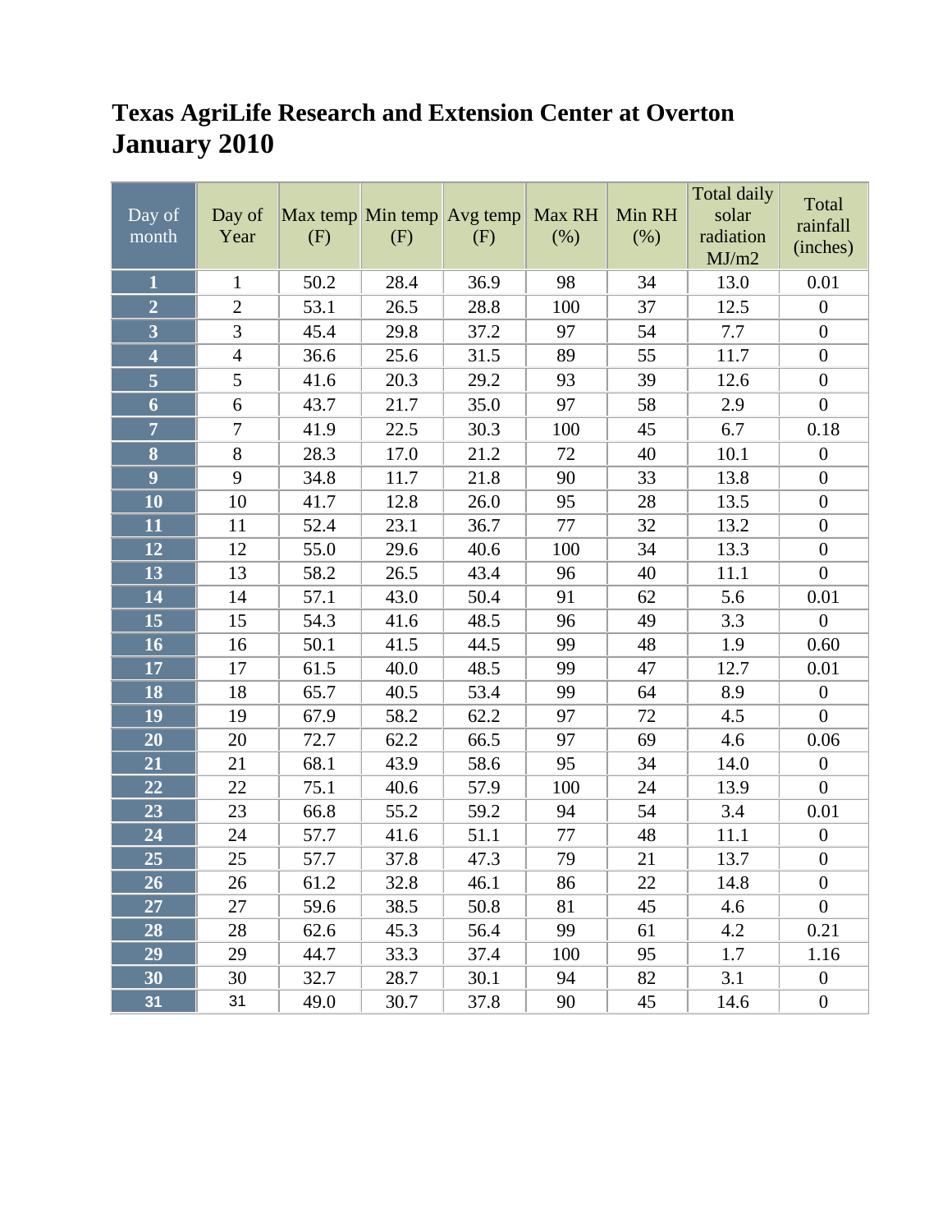# Texas AgriLife Research and Extension Center at Overton
## January 2010

| Day of month | Day of Year | Max temp (F) | Min temp (F) | Avg temp (F) | Max RH (%) | Min RH (%) | Total daily solar radiation MJ/m2 | Total rainfall (inches) |
|---|---|---|---|---|---|---|---|---|
| **1** | 1 | 50.2 | 28.4 | 36.9 | 98 | 34 | 13.0 | 0.01 |
| **2** | 2 | 53.1 | 26.5 | 28.8 | 100 | 37 | 12.5 | 0 |
| **3** | 3 | 45.4 | 29.8 | 37.2 | 97 | 54 | 7.7 | 0 |
| **4** | 4 | 36.6 | 25.6 | 31.5 | 89 | 55 | 11.7 | 0 |
| **5** | 5 | 41.6 | 20.3 | 29.2 | 93 | 39 | 12.6 | 0 |
| **6** | 6 | 43.7 | 21.7 | 35.0 | 97 | 58 | 2.9 | 0 |
| **7** | 7 | 41.9 | 22.5 | 30.3 | 100 | 45 | 6.7 | 0.18 |
| **8** | 8 | 28.3 | 17.0 | 21.2 | 72 | 40 | 10.1 | 0 |
| **9** | 9 | 34.8 | 11.7 | 21.8 | 90 | 33 | 13.8 | 0 |
| **10** | 10 | 41.7 | 12.8 | 26.0 | 95 | 28 | 13.5 | 0 |
| **11** | 11 | 52.4 | 23.1 | 36.7 | 77 | 32 | 13.2 | 0 |
| **12** | 12 | 55.0 | 29.6 | 40.6 | 100 | 34 | 13.3 | 0 |
| **13** | 13 | 58.2 | 26.5 | 43.4 | 96 | 40 | 11.1 | 0 |
| **14** | 14 | 57.1 | 43.0 | 50.4 | 91 | 62 | 5.6 | 0.01 |
| **15** | 15 | 54.3 | 41.6 | 48.5 | 96 | 49 | 3.3 | 0 |
| **16** | 16 | 50.1 | 41.5 | 44.5 | 99 | 48 | 1.9 | 0.60 |
| **17** | 17 | 61.5 | 40.0 | 48.5 | 99 | 47 | 12.7 | 0.01 |
| **18** | 18 | 65.7 | 40.5 | 53.4 | 99 | 64 | 8.9 | 0 |
| **19** | 19 | 67.9 | 58.2 | 62.2 | 97 | 72 | 4.5 | 0 |
| **20** | 20 | 72.7 | 62.2 | 66.5 | 97 | 69 | 4.6 | 0.06 |
| **21** | 21 | 68.1 | 43.9 | 58.6 | 95 | 34 | 14.0 | 0 |
| **22** | 22 | 75.1 | 40.6 | 57.9 | 100 | 24 | 13.9 | 0 |
| **23** | 23 | 66.8 | 55.2 | 59.2 | 94 | 54 | 3.4 | 0.01 |
| **24** | 24 | 57.7 | 41.6 | 51.1 | 77 | 48 | 11.1 | 0 |
| **25** | 25 | 57.7 | 37.8 | 47.3 | 79 | 21 | 13.7 | 0 |
| **26** | 26 | 61.2 | 32.8 | 46.1 | 86 | 22 | 14.8 | 0 |
| **27** | 27 | 59.6 | 38.5 | 50.8 | 81 | 45 | 4.6 | 0 |
| **28** | 28 | 62.6 | 45.3 | 56.4 | 99 | 61 | 4.2 | 0.21 |
| **29** | 29 | 44.7 | 33.3 | 37.4 | 100 | 95 | 1.7 | 1.16 |
| **30** | 30 | 32.7 | 28.7 | 30.1 | 94 | 82 | 3.1 | 0 |
| **31** | 31 | 49.0 | 30.7 | 37.8 | 90 | 45 | 14.6 | 0 |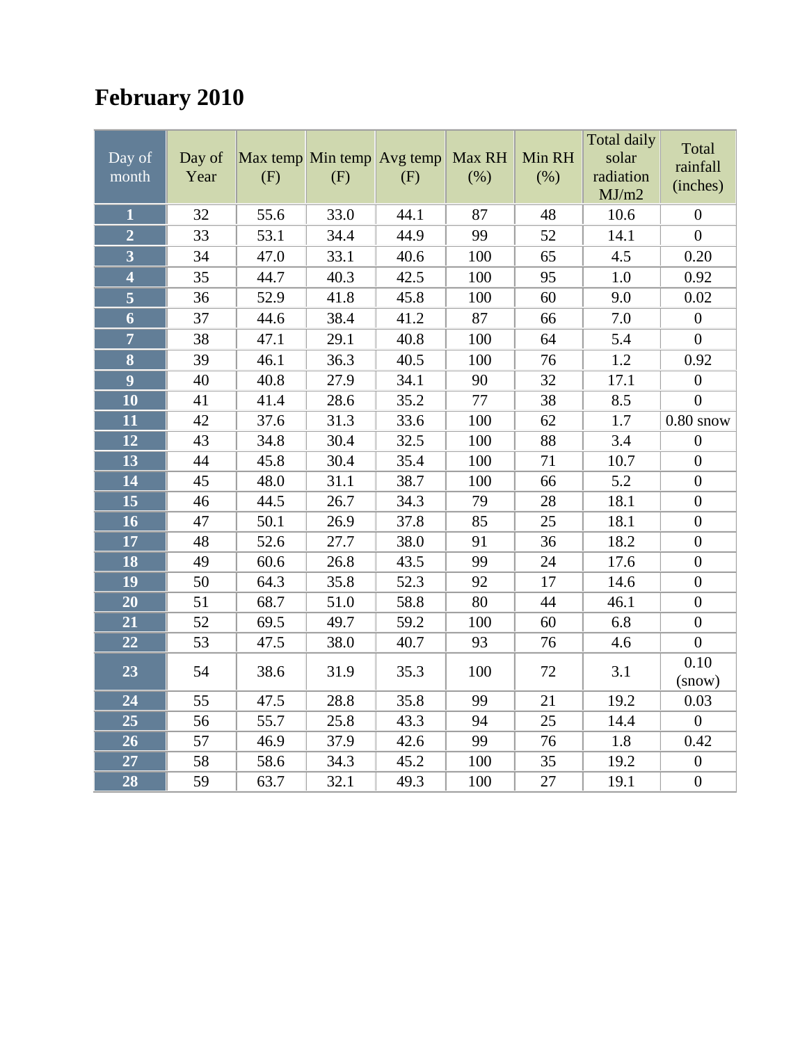# February 2010

| Day of month | Day of Year | Max temp (F) | Min temp (F) | Avg temp (F) | Max RH (%) | Min RH (%) | Total daily solar radiation MJ/m2 | Total rainfall (inches) |
|---|---|---|---|---|---|---|---|---|
| 1 | 32 | 55.6 | 33.0 | 44.1 | 87 | 48 | 10.6 | 0 |
| 2 | 33 | 53.1 | 34.4 | 44.9 | 99 | 52 | 14.1 | 0 |
| 3 | 34 | 47.0 | 33.1 | 40.6 | 100 | 65 | 4.5 | 0.20 |
| 4 | 35 | 44.7 | 40.3 | 42.5 | 100 | 95 | 1.0 | 0.92 |
| 5 | 36 | 52.9 | 41.8 | 45.8 | 100 | 60 | 9.0 | 0.02 |
| 6 | 37 | 44.6 | 38.4 | 41.2 | 87 | 66 | 7.0 | 0 |
| 7 | 38 | 47.1 | 29.1 | 40.8 | 100 | 64 | 5.4 | 0 |
| 8 | 39 | 46.1 | 36.3 | 40.5 | 100 | 76 | 1.2 | 0.92 |
| 9 | 40 | 40.8 | 27.9 | 34.1 | 90 | 32 | 17.1 | 0 |
| 10 | 41 | 41.4 | 28.6 | 35.2 | 77 | 38 | 8.5 | 0 |
| 11 | 42 | 37.6 | 31.3 | 33.6 | 100 | 62 | 1.7 | 0.80 snow |
| 12 | 43 | 34.8 | 30.4 | 32.5 | 100 | 88 | 3.4 | 0 |
| 13 | 44 | 45.8 | 30.4 | 35.4 | 100 | 71 | 10.7 | 0 |
| 14 | 45 | 48.0 | 31.1 | 38.7 | 100 | 66 | 5.2 | 0 |
| 15 | 46 | 44.5 | 26.7 | 34.3 | 79 | 28 | 18.1 | 0 |
| 16 | 47 | 50.1 | 26.9 | 37.8 | 85 | 25 | 18.1 | 0 |
| 17 | 48 | 52.6 | 27.7 | 38.0 | 91 | 36 | 18.2 | 0 |
| 18 | 49 | 60.6 | 26.8 | 43.5 | 99 | 24 | 17.6 | 0 |
| 19 | 50 | 64.3 | 35.8 | 52.3 | 92 | 17 | 14.6 | 0 |
| 20 | 51 | 68.7 | 51.0 | 58.8 | 80 | 44 | 46.1 | 0 |
| 21 | 52 | 69.5 | 49.7 | 59.2 | 100 | 60 | 6.8 | 0 |
| 22 | 53 | 47.5 | 38.0 | 40.7 | 93 | 76 | 4.6 | 0 |
| 23 | 54 | 38.6 | 31.9 | 35.3 | 100 | 72 | 3.1 | 0.10 (snow) |
| 24 | 55 | 47.5 | 28.8 | 35.8 | 99 | 21 | 19.2 | 0.03 |
| 25 | 56 | 55.7 | 25.8 | 43.3 | 94 | 25 | 14.4 | 0 |
| 26 | 57 | 46.9 | 37.9 | 42.6 | 99 | 76 | 1.8 | 0.42 |
| 27 | 58 | 58.6 | 34.3 | 45.2 | 100 | 35 | 19.2 | 0 |
| 28 | 59 | 63.7 | 32.1 | 49.3 | 100 | 27 | 19.1 | 0 |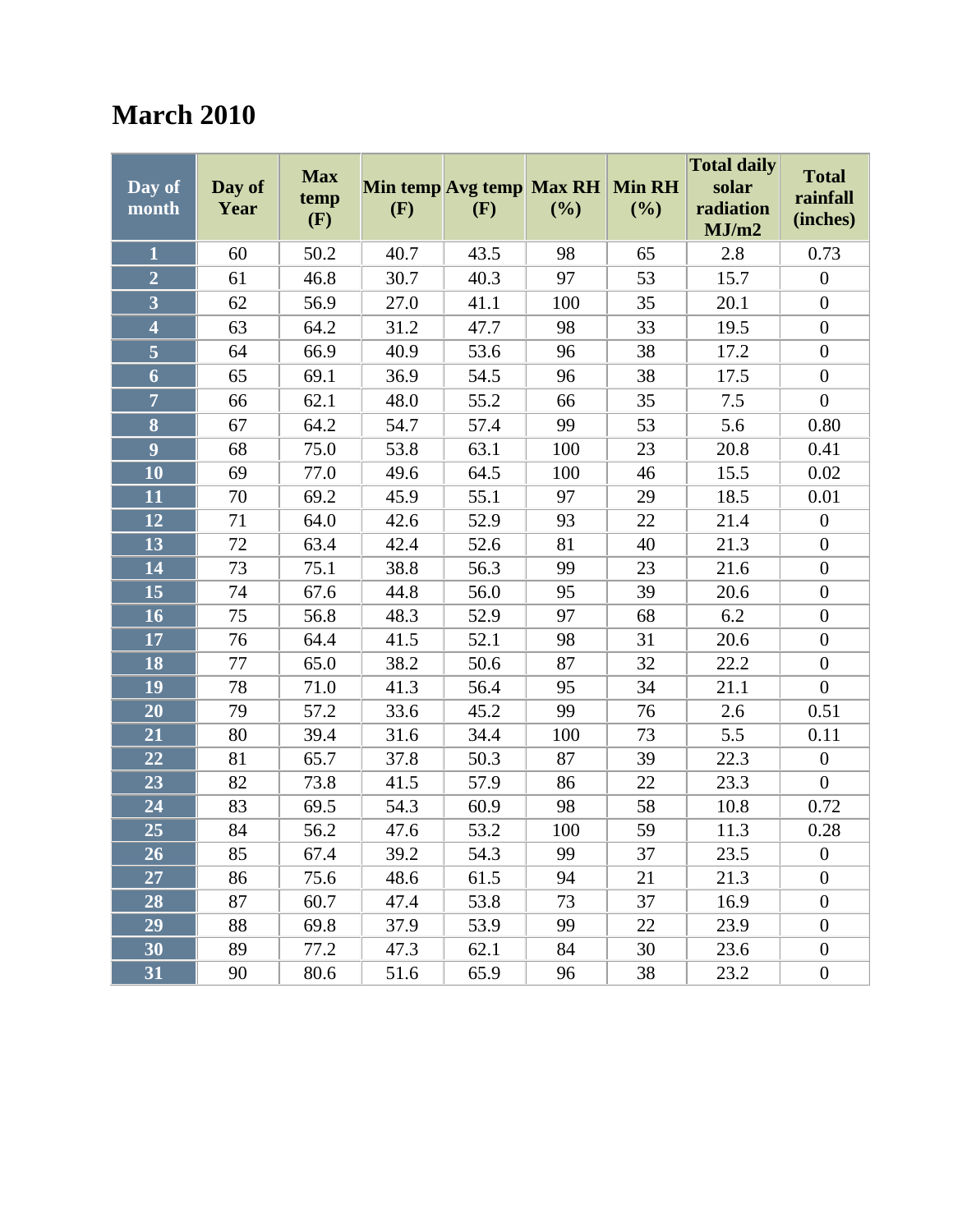# March 2010

| Day of month | Day of Year | Max temp (F) | Min temp (F) | Avg temp (F) | Max RH (%) | Min RH (%) | Total daily solar radiation MJ/m2 | Total rainfall (inches) |
|---|---|---|---|---|---|---|---|---|
| 1 | 60 | 50.2 | 40.7 | 43.5 | 98 | 65 | 2.8 | 0.73 |
| 2 | 61 | 46.8 | 30.7 | 40.3 | 97 | 53 | 15.7 | 0 |
| 3 | 62 | 56.9 | 27.0 | 41.1 | 100 | 35 | 20.1 | 0 |
| 4 | 63 | 64.2 | 31.2 | 47.7 | 98 | 33 | 19.5 | 0 |
| 5 | 64 | 66.9 | 40.9 | 53.6 | 96 | 38 | 17.2 | 0 |
| 6 | 65 | 69.1 | 36.9 | 54.5 | 96 | 38 | 17.5 | 0 |
| 7 | 66 | 62.1 | 48.0 | 55.2 | 66 | 35 | 7.5 | 0 |
| 8 | 67 | 64.2 | 54.7 | 57.4 | 99 | 53 | 5.6 | 0.80 |
| 9 | 68 | 75.0 | 53.8 | 63.1 | 100 | 23 | 20.8 | 0.41 |
| 10 | 69 | 77.0 | 49.6 | 64.5 | 100 | 46 | 15.5 | 0.02 |
| 11 | 70 | 69.2 | 45.9 | 55.1 | 97 | 29 | 18.5 | 0.01 |
| 12 | 71 | 64.0 | 42.6 | 52.9 | 93 | 22 | 21.4 | 0 |
| 13 | 72 | 63.4 | 42.4 | 52.6 | 81 | 40 | 21.3 | 0 |
| 14 | 73 | 75.1 | 38.8 | 56.3 | 99 | 23 | 21.6 | 0 |
| 15 | 74 | 67.6 | 44.8 | 56.0 | 95 | 39 | 20.6 | 0 |
| 16 | 75 | 56.8 | 48.3 | 52.9 | 97 | 68 | 6.2 | 0 |
| 17 | 76 | 64.4 | 41.5 | 52.1 | 98 | 31 | 20.6 | 0 |
| 18 | 77 | 65.0 | 38.2 | 50.6 | 87 | 32 | 22.2 | 0 |
| 19 | 78 | 71.0 | 41.3 | 56.4 | 95 | 34 | 21.1 | 0 |
| 20 | 79 | 57.2 | 33.6 | 45.2 | 99 | 76 | 2.6 | 0.51 |
| 21 | 80 | 39.4 | 31.6 | 34.4 | 100 | 73 | 5.5 | 0.11 |
| 22 | 81 | 65.7 | 37.8 | 50.3 | 87 | 39 | 22.3 | 0 |
| 23 | 82 | 73.8 | 41.5 | 57.9 | 86 | 22 | 23.3 | 0 |
| 24 | 83 | 69.5 | 54.3 | 60.9 | 98 | 58 | 10.8 | 0.72 |
| 25 | 84 | 56.2 | 47.6 | 53.2 | 100 | 59 | 11.3 | 0.28 |
| 26 | 85 | 67.4 | 39.2 | 54.3 | 99 | 37 | 23.5 | 0 |
| 27 | 86 | 75.6 | 48.6 | 61.5 | 94 | 21 | 21.3 | 0 |
| 28 | 87 | 60.7 | 47.4 | 53.8 | 73 | 37 | 16.9 | 0 |
| 29 | 88 | 69.8 | 37.9 | 53.9 | 99 | 22 | 23.9 | 0 |
| 30 | 89 | 77.2 | 47.3 | 62.1 | 84 | 30 | 23.6 | 0 |
| 31 | 90 | 80.6 | 51.6 | 65.9 | 96 | 38 | 23.2 | 0 |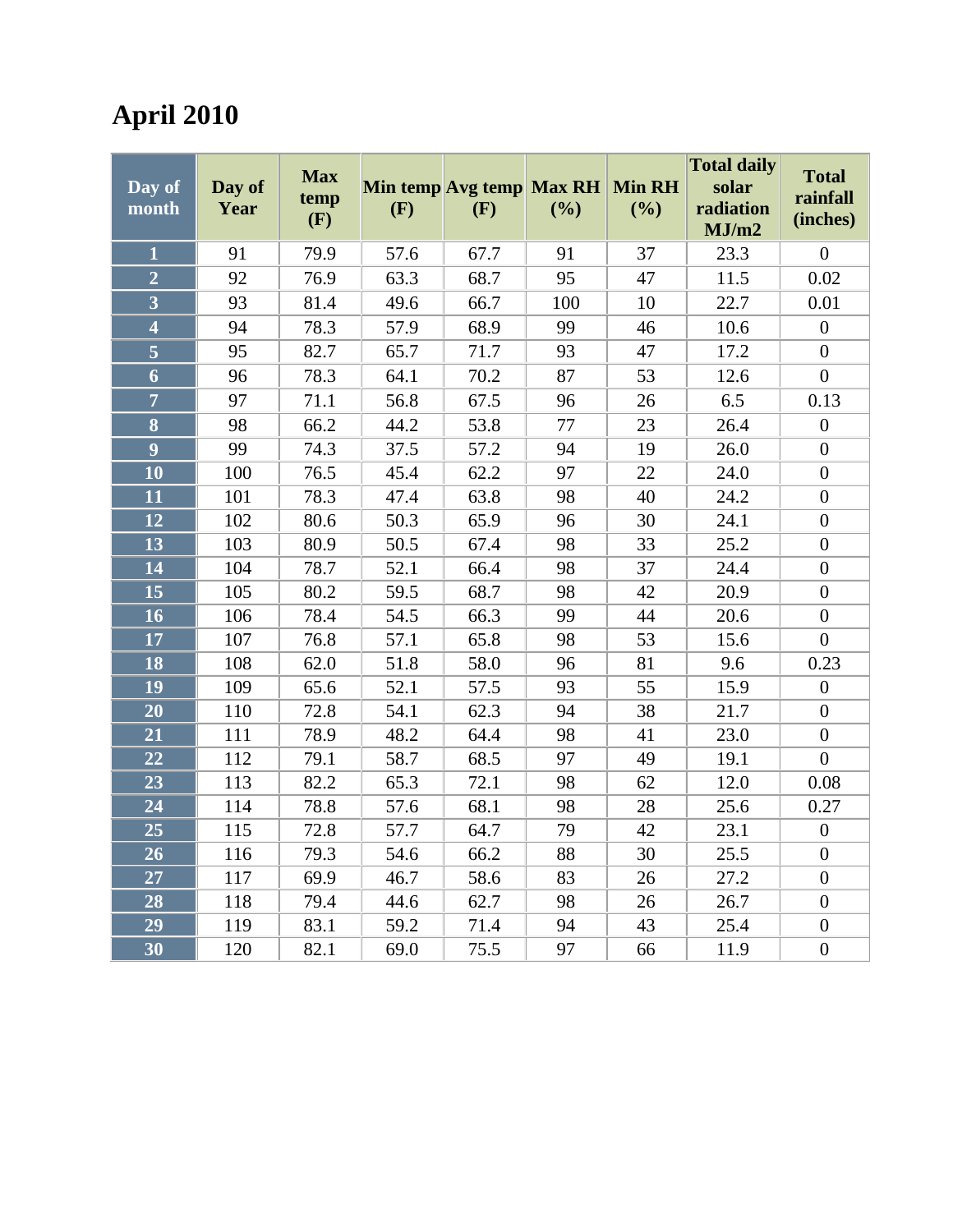# April 2010

| Day of month | Day of Year | Max temp (F) | Min temp (F) | Avg temp (F) | Max RH (%) | Min RH (%) | Total daily solar radiation MJ/m2 | Total rainfall (inches) |
|---|---|---|---|---|---|---|---|---|
| 1 | 91 | 79.9 | 57.6 | 67.7 | 91 | 37 | 23.3 | 0 |
| 2 | 92 | 76.9 | 63.3 | 68.7 | 95 | 47 | 11.5 | 0.02 |
| 3 | 93 | 81.4 | 49.6 | 66.7 | 100 | 10 | 22.7 | 0.01 |
| 4 | 94 | 78.3 | 57.9 | 68.9 | 99 | 46 | 10.6 | 0 |
| 5 | 95 | 82.7 | 65.7 | 71.7 | 93 | 47 | 17.2 | 0 |
| 6 | 96 | 78.3 | 64.1 | 70.2 | 87 | 53 | 12.6 | 0 |
| 7 | 97 | 71.1 | 56.8 | 67.5 | 96 | 26 | 6.5 | 0.13 |
| 8 | 98 | 66.2 | 44.2 | 53.8 | 77 | 23 | 26.4 | 0 |
| 9 | 99 | 74.3 | 37.5 | 57.2 | 94 | 19 | 26.0 | 0 |
| 10 | 100 | 76.5 | 45.4 | 62.2 | 97 | 22 | 24.0 | 0 |
| 11 | 101 | 78.3 | 47.4 | 63.8 | 98 | 40 | 24.2 | 0 |
| 12 | 102 | 80.6 | 50.3 | 65.9 | 96 | 30 | 24.1 | 0 |
| 13 | 103 | 80.9 | 50.5 | 67.4 | 98 | 33 | 25.2 | 0 |
| 14 | 104 | 78.7 | 52.1 | 66.4 | 98 | 37 | 24.4 | 0 |
| 15 | 105 | 80.2 | 59.5 | 68.7 | 98 | 42 | 20.9 | 0 |
| 16 | 106 | 78.4 | 54.5 | 66.3 | 99 | 44 | 20.6 | 0 |
| 17 | 107 | 76.8 | 57.1 | 65.8 | 98 | 53 | 15.6 | 0 |
| 18 | 108 | 62.0 | 51.8 | 58.0 | 96 | 81 | 9.6 | 0.23 |
| 19 | 109 | 65.6 | 52.1 | 57.5 | 93 | 55 | 15.9 | 0 |
| 20 | 110 | 72.8 | 54.1 | 62.3 | 94 | 38 | 21.7 | 0 |
| 21 | 111 | 78.9 | 48.2 | 64.4 | 98 | 41 | 23.0 | 0 |
| 22 | 112 | 79.1 | 58.7 | 68.5 | 97 | 49 | 19.1 | 0 |
| 23 | 113 | 82.2 | 65.3 | 72.1 | 98 | 62 | 12.0 | 0.08 |
| 24 | 114 | 78.8 | 57.6 | 68.1 | 98 | 28 | 25.6 | 0.27 |
| 25 | 115 | 72.8 | 57.7 | 64.7 | 79 | 42 | 23.1 | 0 |
| 26 | 116 | 79.3 | 54.6 | 66.2 | 88 | 30 | 25.5 | 0 |
| 27 | 117 | 69.9 | 46.7 | 58.6 | 83 | 26 | 27.2 | 0 |
| 28 | 118 | 79.4 | 44.6 | 62.7 | 98 | 26 | 26.7 | 0 |
| 29 | 119 | 83.1 | 59.2 | 71.4 | 94 | 43 | 25.4 | 0 |
| 30 | 120 | 82.1 | 69.0 | 75.5 | 97 | 66 | 11.9 | 0 |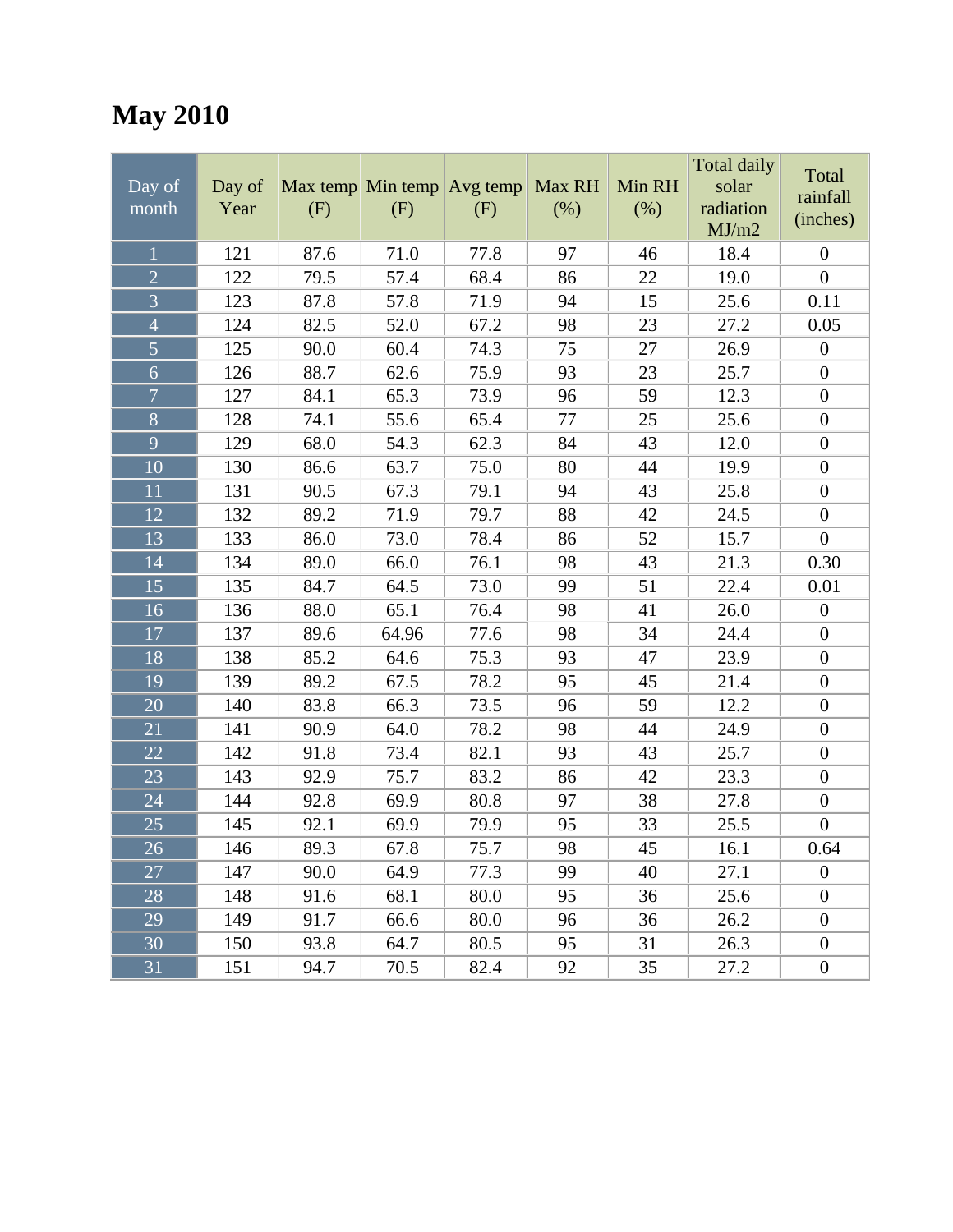# May 2010

| Day of month | Day of Year | Max temp (F) | Min temp (F) | Avg temp (F) | Max RH (%) | Min RH (%) | Total daily solar radiation MJ/m2 | Total rainfall (inches) |
|---|---|---|---|---|---|---|---|---|
| 1 | 121 | 87.6 | 71.0 | 77.8 | 97 | 46 | 18.4 | 0 |
| 2 | 122 | 79.5 | 57.4 | 68.4 | 86 | 22 | 19.0 | 0 |
| 3 | 123 | 87.8 | 57.8 | 71.9 | 94 | 15 | 25.6 | 0.11 |
| 4 | 124 | 82.5 | 52.0 | 67.2 | 98 | 23 | 27.2 | 0.05 |
| 5 | 125 | 90.0 | 60.4 | 74.3 | 75 | 27 | 26.9 | 0 |
| 6 | 126 | 88.7 | 62.6 | 75.9 | 93 | 23 | 25.7 | 0 |
| 7 | 127 | 84.1 | 65.3 | 73.9 | 96 | 59 | 12.3 | 0 |
| 8 | 128 | 74.1 | 55.6 | 65.4 | 77 | 25 | 25.6 | 0 |
| 9 | 129 | 68.0 | 54.3 | 62.3 | 84 | 43 | 12.0 | 0 |
| 10 | 130 | 86.6 | 63.7 | 75.0 | 80 | 44 | 19.9 | 0 |
| 11 | 131 | 90.5 | 67.3 | 79.1 | 94 | 43 | 25.8 | 0 |
| 12 | 132 | 89.2 | 71.9 | 79.7 | 88 | 42 | 24.5 | 0 |
| 13 | 133 | 86.0 | 73.0 | 78.4 | 86 | 52 | 15.7 | 0 |
| 14 | 134 | 89.0 | 66.0 | 76.1 | 98 | 43 | 21.3 | 0.30 |
| 15 | 135 | 84.7 | 64.5 | 73.0 | 99 | 51 | 22.4 | 0.01 |
| 16 | 136 | 88.0 | 65.1 | 76.4 | 98 | 41 | 26.0 | 0 |
| 17 | 137 | 89.6 | 64.96 | 77.6 | 98 | 34 | 24.4 | 0 |
| 18 | 138 | 85.2 | 64.6 | 75.3 | 93 | 47 | 23.9 | 0 |
| 19 | 139 | 89.2 | 67.5 | 78.2 | 95 | 45 | 21.4 | 0 |
| 20 | 140 | 83.8 | 66.3 | 73.5 | 96 | 59 | 12.2 | 0 |
| 21 | 141 | 90.9 | 64.0 | 78.2 | 98 | 44 | 24.9 | 0 |
| 22 | 142 | 91.8 | 73.4 | 82.1 | 93 | 43 | 25.7 | 0 |
| 23 | 143 | 92.9 | 75.7 | 83.2 | 86 | 42 | 23.3 | 0 |
| 24 | 144 | 92.8 | 69.9 | 80.8 | 97 | 38 | 27.8 | 0 |
| 25 | 145 | 92.1 | 69.9 | 79.9 | 95 | 33 | 25.5 | 0 |
| 26 | 146 | 89.3 | 67.8 | 75.7 | 98 | 45 | 16.1 | 0.64 |
| 27 | 147 | 90.0 | 64.9 | 77.3 | 99 | 40 | 27.1 | 0 |
| 28 | 148 | 91.6 | 68.1 | 80.0 | 95 | 36 | 25.6 | 0 |
| 29 | 149 | 91.7 | 66.6 | 80.0 | 96 | 36 | 26.2 | 0 |
| 30 | 150 | 93.8 | 64.7 | 80.5 | 95 | 31 | 26.3 | 0 |
| 31 | 151 | 94.7 | 70.5 | 82.4 | 92 | 35 | 27.2 | 0 |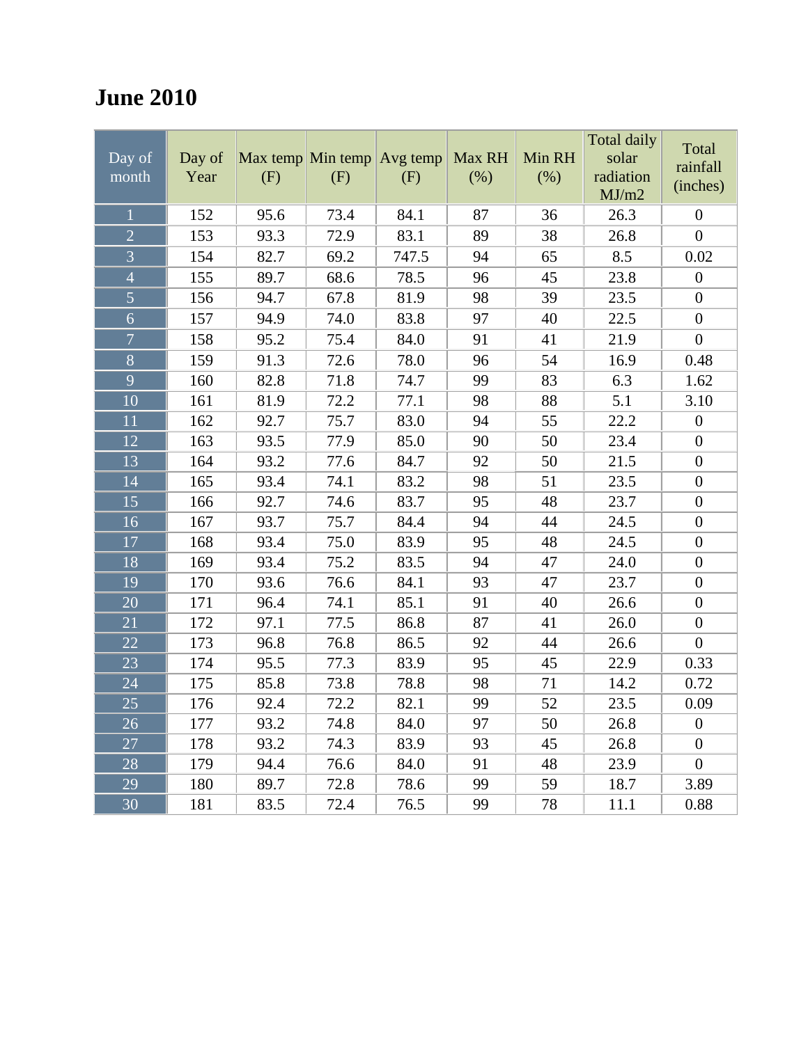## June 2010

| Day of month | Day of Year | Max temp (F) | Min temp (F) | Avg temp (F) | Max RH (%) | Min RH (%) | Total daily solar radiation MJ/m2 | Total rainfall (inches) |
|---|---|---|---|---|---|---|---|---|
| 1 | 152 | 95.6 | 73.4 | 84.1 | 87 | 36 | 26.3 | 0 |
| 2 | 153 | 93.3 | 72.9 | 83.1 | 89 | 38 | 26.8 | 0 |
| 3 | 154 | 82.7 | 69.2 | 747.5 | 94 | 65 | 8.5 | 0.02 |
| 4 | 155 | 89.7 | 68.6 | 78.5 | 96 | 45 | 23.8 | 0 |
| 5 | 156 | 94.7 | 67.8 | 81.9 | 98 | 39 | 23.5 | 0 |
| 6 | 157 | 94.9 | 74.0 | 83.8 | 97 | 40 | 22.5 | 0 |
| 7 | 158 | 95.2 | 75.4 | 84.0 | 91 | 41 | 21.9 | 0 |
| 8 | 159 | 91.3 | 72.6 | 78.0 | 96 | 54 | 16.9 | 0.48 |
| 9 | 160 | 82.8 | 71.8 | 74.7 | 99 | 83 | 6.3 | 1.62 |
| 10 | 161 | 81.9 | 72.2 | 77.1 | 98 | 88 | 5.1 | 3.10 |
| 11 | 162 | 92.7 | 75.7 | 83.0 | 94 | 55 | 22.2 | 0 |
| 12 | 163 | 93.5 | 77.9 | 85.0 | 90 | 50 | 23.4 | 0 |
| 13 | 164 | 93.2 | 77.6 | 84.7 | 92 | 50 | 21.5 | 0 |
| 14 | 165 | 93.4 | 74.1 | 83.2 | 98 | 51 | 23.5 | 0 |
| 15 | 166 | 92.7 | 74.6 | 83.7 | 95 | 48 | 23.7 | 0 |
| 16 | 167 | 93.7 | 75.7 | 84.4 | 94 | 44 | 24.5 | 0 |
| 17 | 168 | 93.4 | 75.0 | 83.9 | 95 | 48 | 24.5 | 0 |
| 18 | 169 | 93.4 | 75.2 | 83.5 | 94 | 47 | 24.0 | 0 |
| 19 | 170 | 93.6 | 76.6 | 84.1 | 93 | 47 | 23.7 | 0 |
| 20 | 171 | 96.4 | 74.1 | 85.1 | 91 | 40 | 26.6 | 0 |
| 21 | 172 | 97.1 | 77.5 | 86.8 | 87 | 41 | 26.0 | 0 |
| 22 | 173 | 96.8 | 76.8 | 86.5 | 92 | 44 | 26.6 | 0 |
| 23 | 174 | 95.5 | 77.3 | 83.9 | 95 | 45 | 22.9 | 0.33 |
| 24 | 175 | 85.8 | 73.8 | 78.8 | 98 | 71 | 14.2 | 0.72 |
| 25 | 176 | 92.4 | 72.2 | 82.1 | 99 | 52 | 23.5 | 0.09 |
| 26 | 177 | 93.2 | 74.8 | 84.0 | 97 | 50 | 26.8 | 0 |
| 27 | 178 | 93.2 | 74.3 | 83.9 | 93 | 45 | 26.8 | 0 |
| 28 | 179 | 94.4 | 76.6 | 84.0 | 91 | 48 | 23.9 | 0 |
| 29 | 180 | 89.7 | 72.8 | 78.6 | 99 | 59 | 18.7 | 3.89 |
| 30 | 181 | 83.5 | 72.4 | 76.5 | 99 | 78 | 11.1 | 0.88 |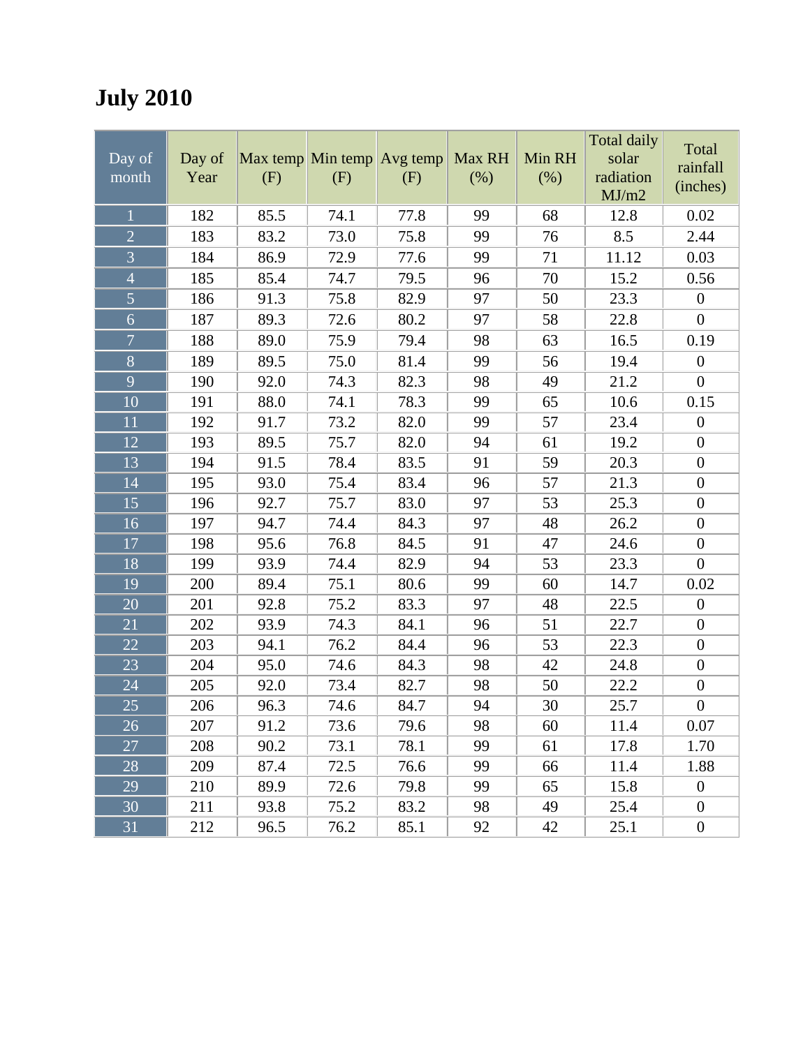# July 2010

| Day of month | Day of Year | Max temp (F) | Min temp (F) | Avg temp (F) | Max RH (%) | Min RH (%) | Total daily solar radiation MJ/m2 | Total rainfall (inches) |
|---|---|---|---|---|---|---|---|---|
| 1 | 182 | 85.5 | 74.1 | 77.8 | 99 | 68 | 12.8 | 0.02 |
| 2 | 183 | 83.2 | 73.0 | 75.8 | 99 | 76 | 8.5 | 2.44 |
| 3 | 184 | 86.9 | 72.9 | 77.6 | 99 | 71 | 11.12 | 0.03 |
| 4 | 185 | 85.4 | 74.7 | 79.5 | 96 | 70 | 15.2 | 0.56 |
| 5 | 186 | 91.3 | 75.8 | 82.9 | 97 | 50 | 23.3 | 0 |
| 6 | 187 | 89.3 | 72.6 | 80.2 | 97 | 58 | 22.8 | 0 |
| 7 | 188 | 89.0 | 75.9 | 79.4 | 98 | 63 | 16.5 | 0.19 |
| 8 | 189 | 89.5 | 75.0 | 81.4 | 99 | 56 | 19.4 | 0 |
| 9 | 190 | 92.0 | 74.3 | 82.3 | 98 | 49 | 21.2 | 0 |
| 10 | 191 | 88.0 | 74.1 | 78.3 | 99 | 65 | 10.6 | 0.15 |
| 11 | 192 | 91.7 | 73.2 | 82.0 | 99 | 57 | 23.4 | 0 |
| 12 | 193 | 89.5 | 75.7 | 82.0 | 94 | 61 | 19.2 | 0 |
| 13 | 194 | 91.5 | 78.4 | 83.5 | 91 | 59 | 20.3 | 0 |
| 14 | 195 | 93.0 | 75.4 | 83.4 | 96 | 57 | 21.3 | 0 |
| 15 | 196 | 92.7 | 75.7 | 83.0 | 97 | 53 | 25.3 | 0 |
| 16 | 197 | 94.7 | 74.4 | 84.3 | 97 | 48 | 26.2 | 0 |
| 17 | 198 | 95.6 | 76.8 | 84.5 | 91 | 47 | 24.6 | 0 |
| 18 | 199 | 93.9 | 74.4 | 82.9 | 94 | 53 | 23.3 | 0 |
| 19 | 200 | 89.4 | 75.1 | 80.6 | 99 | 60 | 14.7 | 0.02 |
| 20 | 201 | 92.8 | 75.2 | 83.3 | 97 | 48 | 22.5 | 0 |
| 21 | 202 | 93.9 | 74.3 | 84.1 | 96 | 51 | 22.7 | 0 |
| 22 | 203 | 94.1 | 76.2 | 84.4 | 96 | 53 | 22.3 | 0 |
| 23 | 204 | 95.0 | 74.6 | 84.3 | 98 | 42 | 24.8 | 0 |
| 24 | 205 | 92.0 | 73.4 | 82.7 | 98 | 50 | 22.2 | 0 |
| 25 | 206 | 96.3 | 74.6 | 84.7 | 94 | 30 | 25.7 | 0 |
| 26 | 207 | 91.2 | 73.6 | 79.6 | 98 | 60 | 11.4 | 0.07 |
| 27 | 208 | 90.2 | 73.1 | 78.1 | 99 | 61 | 17.8 | 1.70 |
| 28 | 209 | 87.4 | 72.5 | 76.6 | 99 | 66 | 11.4 | 1.88 |
| 29 | 210 | 89.9 | 72.6 | 79.8 | 99 | 65 | 15.8 | 0 |
| 30 | 211 | 93.8 | 75.2 | 83.2 | 98 | 49 | 25.4 | 0 |
| 31 | 212 | 96.5 | 76.2 | 85.1 | 92 | 42 | 25.1 | 0 |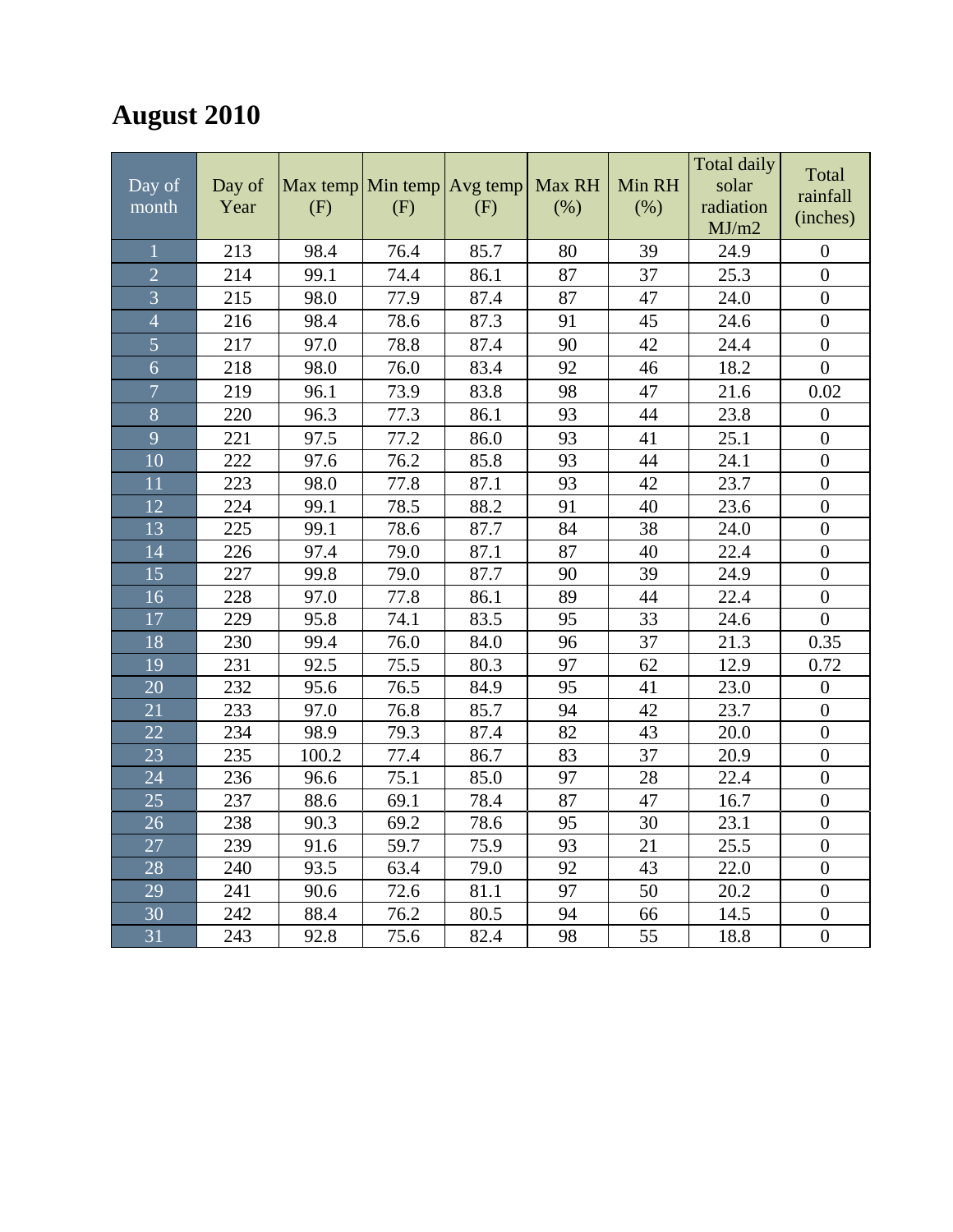# August 2010

| Day of month | Day of Year | Max temp (F) | Min temp (F) | Avg temp (F) | Max RH (%) | Min RH (%) | Total daily solar radiation MJ/m2 | Total rainfall (inches) |
|---|---|---|---|---|---|---|---|---|
| 1 | 213 | 98.4 | 76.4 | 85.7 | 80 | 39 | 24.9 | 0 |
| 2 | 214 | 99.1 | 74.4 | 86.1 | 87 | 37 | 25.3 | 0 |
| 3 | 215 | 98.0 | 77.9 | 87.4 | 87 | 47 | 24.0 | 0 |
| 4 | 216 | 98.4 | 78.6 | 87.3 | 91 | 45 | 24.6 | 0 |
| 5 | 217 | 97.0 | 78.8 | 87.4 | 90 | 42 | 24.4 | 0 |
| 6 | 218 | 98.0 | 76.0 | 83.4 | 92 | 46 | 18.2 | 0 |
| 7 | 219 | 96.1 | 73.9 | 83.8 | 98 | 47 | 21.6 | 0.02 |
| 8 | 220 | 96.3 | 77.3 | 86.1 | 93 | 44 | 23.8 | 0 |
| 9 | 221 | 97.5 | 77.2 | 86.0 | 93 | 41 | 25.1 | 0 |
| 10 | 222 | 97.6 | 76.2 | 85.8 | 93 | 44 | 24.1 | 0 |
| 11 | 223 | 98.0 | 77.8 | 87.1 | 93 | 42 | 23.7 | 0 |
| 12 | 224 | 99.1 | 78.5 | 88.2 | 91 | 40 | 23.6 | 0 |
| 13 | 225 | 99.1 | 78.6 | 87.7 | 84 | 38 | 24.0 | 0 |
| 14 | 226 | 97.4 | 79.0 | 87.1 | 87 | 40 | 22.4 | 0 |
| 15 | 227 | 99.8 | 79.0 | 87.7 | 90 | 39 | 24.9 | 0 |
| 16 | 228 | 97.0 | 77.8 | 86.1 | 89 | 44 | 22.4 | 0 |
| 17 | 229 | 95.8 | 74.1 | 83.5 | 95 | 33 | 24.6 | 0 |
| 18 | 230 | 99.4 | 76.0 | 84.0 | 96 | 37 | 21.3 | 0.35 |
| 19 | 231 | 92.5 | 75.5 | 80.3 | 97 | 62 | 12.9 | 0.72 |
| 20 | 232 | 95.6 | 76.5 | 84.9 | 95 | 41 | 23.0 | 0 |
| 21 | 233 | 97.0 | 76.8 | 85.7 | 94 | 42 | 23.7 | 0 |
| 22 | 234 | 98.9 | 79.3 | 87.4 | 82 | 43 | 20.0 | 0 |
| 23 | 235 | 100.2 | 77.4 | 86.7 | 83 | 37 | 20.9 | 0 |
| 24 | 236 | 96.6 | 75.1 | 85.0 | 97 | 28 | 22.4 | 0 |
| 25 | 237 | 88.6 | 69.1 | 78.4 | 87 | 47 | 16.7 | 0 |
| 26 | 238 | 90.3 | 69.2 | 78.6 | 95 | 30 | 23.1 | 0 |
| 27 | 239 | 91.6 | 59.7 | 75.9 | 93 | 21 | 25.5 | 0 |
| 28 | 240 | 93.5 | 63.4 | 79.0 | 92 | 43 | 22.0 | 0 |
| 29 | 241 | 90.6 | 72.6 | 81.1 | 97 | 50 | 20.2 | 0 |
| 30 | 242 | 88.4 | 76.2 | 80.5 | 94 | 66 | 14.5 | 0 |
| 31 | 243 | 92.8 | 75.6 | 82.4 | 98 | 55 | 18.8 | 0 |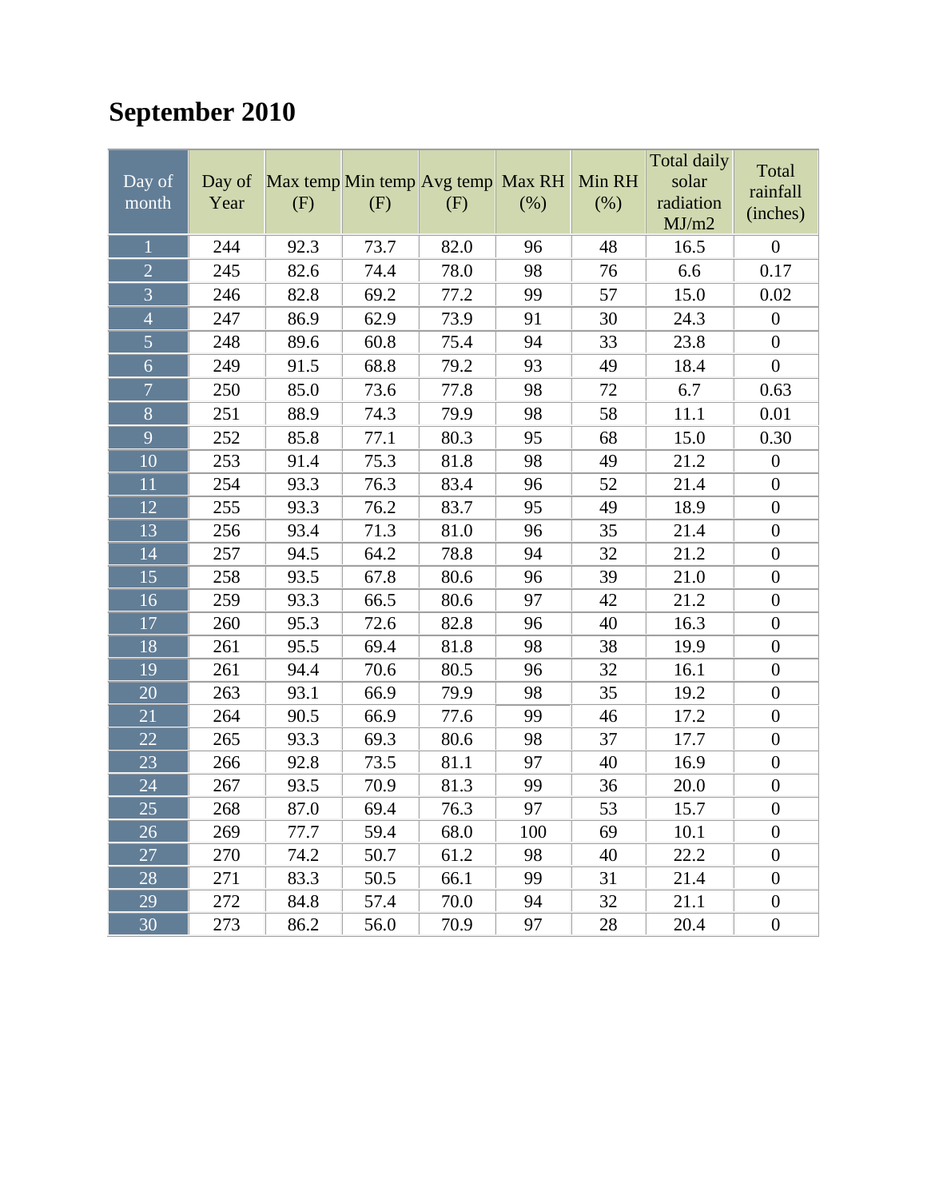# September 2010

| Day of month | Day of Year | Max temp (F) | Min temp (F) | Avg temp (F) | Max RH (%) | Min RH (%) | Total daily solar radiation MJ/m2 | Total rainfall (inches) |
|---|---|---|---|---|---|---|---|---|
| 1 | 244 | 92.3 | 73.7 | 82.0 | 96 | 48 | 16.5 | 0 |
| 2 | 245 | 82.6 | 74.4 | 78.0 | 98 | 76 | 6.6 | 0.17 |
| 3 | 246 | 82.8 | 69.2 | 77.2 | 99 | 57 | 15.0 | 0.02 |
| 4 | 247 | 86.9 | 62.9 | 73.9 | 91 | 30 | 24.3 | 0 |
| 5 | 248 | 89.6 | 60.8 | 75.4 | 94 | 33 | 23.8 | 0 |
| 6 | 249 | 91.5 | 68.8 | 79.2 | 93 | 49 | 18.4 | 0 |
| 7 | 250 | 85.0 | 73.6 | 77.8 | 98 | 72 | 6.7 | 0.63 |
| 8 | 251 | 88.9 | 74.3 | 79.9 | 98 | 58 | 11.1 | 0.01 |
| 9 | 252 | 85.8 | 77.1 | 80.3 | 95 | 68 | 15.0 | 0.30 |
| 10 | 253 | 91.4 | 75.3 | 81.8 | 98 | 49 | 21.2 | 0 |
| 11 | 254 | 93.3 | 76.3 | 83.4 | 96 | 52 | 21.4 | 0 |
| 12 | 255 | 93.3 | 76.2 | 83.7 | 95 | 49 | 18.9 | 0 |
| 13 | 256 | 93.4 | 71.3 | 81.0 | 96 | 35 | 21.4 | 0 |
| 14 | 257 | 94.5 | 64.2 | 78.8 | 94 | 32 | 21.2 | 0 |
| 15 | 258 | 93.5 | 67.8 | 80.6 | 96 | 39 | 21.0 | 0 |
| 16 | 259 | 93.3 | 66.5 | 80.6 | 97 | 42 | 21.2 | 0 |
| 17 | 260 | 95.3 | 72.6 | 82.8 | 96 | 40 | 16.3 | 0 |
| 18 | 261 | 95.5 | 69.4 | 81.8 | 98 | 38 | 19.9 | 0 |
| 19 | 261 | 94.4 | 70.6 | 80.5 | 96 | 32 | 16.1 | 0 |
| 20 | 263 | 93.1 | 66.9 | 79.9 | 98 | 35 | 19.2 | 0 |
| 21 | 264 | 90.5 | 66.9 | 77.6 | 99 | 46 | 17.2 | 0 |
| 22 | 265 | 93.3 | 69.3 | 80.6 | 98 | 37 | 17.7 | 0 |
| 23 | 266 | 92.8 | 73.5 | 81.1 | 97 | 40 | 16.9 | 0 |
| 24 | 267 | 93.5 | 70.9 | 81.3 | 99 | 36 | 20.0 | 0 |
| 25 | 268 | 87.0 | 69.4 | 76.3 | 97 | 53 | 15.7 | 0 |
| 26 | 269 | 77.7 | 59.4 | 68.0 | 100 | 69 | 10.1 | 0 |
| 27 | 270 | 74.2 | 50.7 | 61.2 | 98 | 40 | 22.2 | 0 |
| 28 | 271 | 83.3 | 50.5 | 66.1 | 99 | 31 | 21.4 | 0 |
| 29 | 272 | 84.8 | 57.4 | 70.0 | 94 | 32 | 21.1 | 0 |
| 30 | 273 | 86.2 | 56.0 | 70.9 | 97 | 28 | 20.4 | 0 |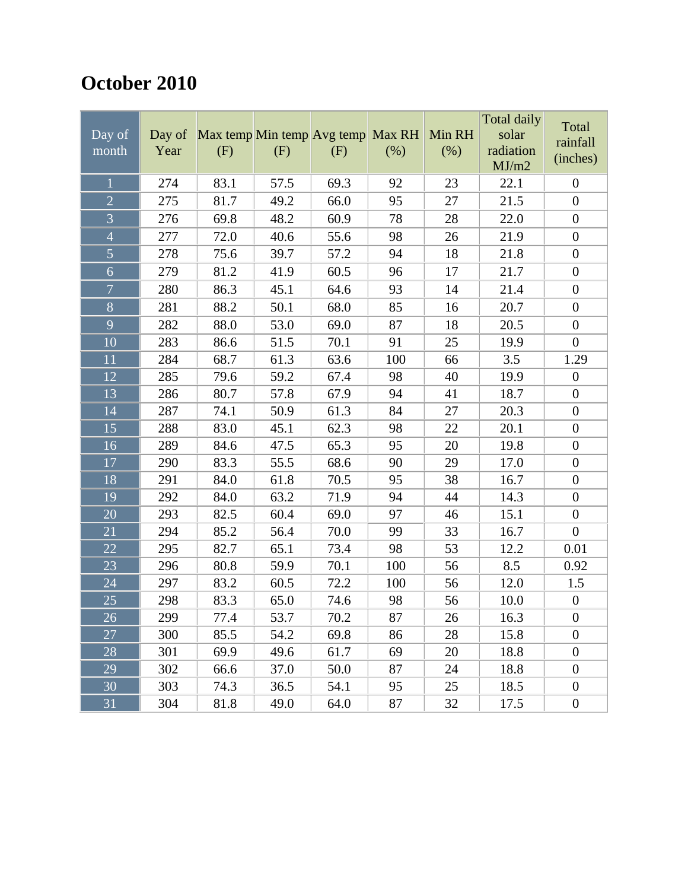# October 2010

| Day of month | Day of Year | Max temp (F) | Min temp (F) | Avg temp (F) | Max RH (%) | Min RH (%) | Total daily solar radiation MJ/m2 | Total rainfall (inches) |
|---|---|---|---|---|---|---|---|---|
| 1 | 274 | 83.1 | 57.5 | 69.3 | 92 | 23 | 22.1 | 0 |
| 2 | 275 | 81.7 | 49.2 | 66.0 | 95 | 27 | 21.5 | 0 |
| 3 | 276 | 69.8 | 48.2 | 60.9 | 78 | 28 | 22.0 | 0 |
| 4 | 277 | 72.0 | 40.6 | 55.6 | 98 | 26 | 21.9 | 0 |
| 5 | 278 | 75.6 | 39.7 | 57.2 | 94 | 18 | 21.8 | 0 |
| 6 | 279 | 81.2 | 41.9 | 60.5 | 96 | 17 | 21.7 | 0 |
| 7 | 280 | 86.3 | 45.1 | 64.6 | 93 | 14 | 21.4 | 0 |
| 8 | 281 | 88.2 | 50.1 | 68.0 | 85 | 16 | 20.7 | 0 |
| 9 | 282 | 88.0 | 53.0 | 69.0 | 87 | 18 | 20.5 | 0 |
| 10 | 283 | 86.6 | 51.5 | 70.1 | 91 | 25 | 19.9 | 0 |
| 11 | 284 | 68.7 | 61.3 | 63.6 | 100 | 66 | 3.5 | 1.29 |
| 12 | 285 | 79.6 | 59.2 | 67.4 | 98 | 40 | 19.9 | 0 |
| 13 | 286 | 80.7 | 57.8 | 67.9 | 94 | 41 | 18.7 | 0 |
| 14 | 287 | 74.1 | 50.9 | 61.3 | 84 | 27 | 20.3 | 0 |
| 15 | 288 | 83.0 | 45.1 | 62.3 | 98 | 22 | 20.1 | 0 |
| 16 | 289 | 84.6 | 47.5 | 65.3 | 95 | 20 | 19.8 | 0 |
| 17 | 290 | 83.3 | 55.5 | 68.6 | 90 | 29 | 17.0 | 0 |
| 18 | 291 | 84.0 | 61.8 | 70.5 | 95 | 38 | 16.7 | 0 |
| 19 | 292 | 84.0 | 63.2 | 71.9 | 94 | 44 | 14.3 | 0 |
| 20 | 293 | 82.5 | 60.4 | 69.0 | 97 | 46 | 15.1 | 0 |
| 21 | 294 | 85.2 | 56.4 | 70.0 | 99 | 33 | 16.7 | 0 |
| 22 | 295 | 82.7 | 65.1 | 73.4 | 98 | 53 | 12.2 | 0.01 |
| 23 | 296 | 80.8 | 59.9 | 70.1 | 100 | 56 | 8.5 | 0.92 |
| 24 | 297 | 83.2 | 60.5 | 72.2 | 100 | 56 | 12.0 | 1.5 |
| 25 | 298 | 83.3 | 65.0 | 74.6 | 98 | 56 | 10.0 | 0 |
| 26 | 299 | 77.4 | 53.7 | 70.2 | 87 | 26 | 16.3 | 0 |
| 27 | 300 | 85.5 | 54.2 | 69.8 | 86 | 28 | 15.8 | 0 |
| 28 | 301 | 69.9 | 49.6 | 61.7 | 69 | 20 | 18.8 | 0 |
| 29 | 302 | 66.6 | 37.0 | 50.0 | 87 | 24 | 18.8 | 0 |
| 30 | 303 | 74.3 | 36.5 | 54.1 | 95 | 25 | 18.5 | 0 |
| 31 | 304 | 81.8 | 49.0 | 64.0 | 87 | 32 | 17.5 | 0 |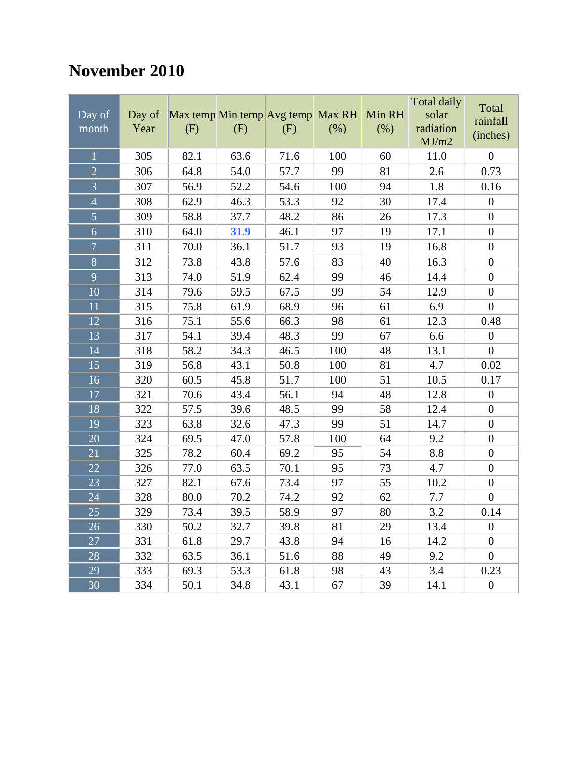# November 2010

| Day of month | Day of Year | Max temp (F) | Min temp (F) | Avg temp (F) | Max RH (%) | Min RH (%) | Total daily solar radiation MJ/m2 | Total rainfall (inches) |
|---|---|---|---|---|---|---|---|---|
| 1 | 305 | 82.1 | 63.6 | 71.6 | 100 | 60 | 11.0 | 0 |
| 2 | 306 | 64.8 | 54.0 | 57.7 | 99 | 81 | 2.6 | 0.73 |
| 3 | 307 | 56.9 | 52.2 | 54.6 | 100 | 94 | 1.8 | 0.16 |
| 4 | 308 | 62.9 | 46.3 | 53.3 | 92 | 30 | 17.4 | 0 |
| 5 | 309 | 58.8 | 37.7 | 48.2 | 86 | 26 | 17.3 | 0 |
| 6 | 310 | 64.0 | **31.9** | 46.1 | 97 | 19 | 17.1 | 0 |
| 7 | 311 | 70.0 | 36.1 | 51.7 | 93 | 19 | 16.8 | 0 |
| 8 | 312 | 73.8 | 43.8 | 57.6 | 83 | 40 | 16.3 | 0 |
| 9 | 313 | 74.0 | 51.9 | 62.4 | 99 | 46 | 14.4 | 0 |
| 10 | 314 | 79.6 | 59.5 | 67.5 | 99 | 54 | 12.9 | 0 |
| 11 | 315 | 75.8 | 61.9 | 68.9 | 96 | 61 | 6.9 | 0 |
| 12 | 316 | 75.1 | 55.6 | 66.3 | 98 | 61 | 12.3 | 0.48 |
| 13 | 317 | 54.1 | 39.4 | 48.3 | 99 | 67 | 6.6 | 0 |
| 14 | 318 | 58.2 | 34.3 | 46.5 | 100 | 48 | 13.1 | 0 |
| 15 | 319 | 56.8 | 43.1 | 50.8 | 100 | 81 | 4.7 | 0.02 |
| 16 | 320 | 60.5 | 45.8 | 51.7 | 100 | 51 | 10.5 | 0.17 |
| 17 | 321 | 70.6 | 43.4 | 56.1 | 94 | 48 | 12.8 | 0 |
| 18 | 322 | 57.5 | 39.6 | 48.5 | 99 | 58 | 12.4 | 0 |
| 19 | 323 | 63.8 | 32.6 | 47.3 | 99 | 51 | 14.7 | 0 |
| 20 | 324 | 69.5 | 47.0 | 57.8 | 100 | 64 | 9.2 | 0 |
| 21 | 325 | 78.2 | 60.4 | 69.2 | 95 | 54 | 8.8 | 0 |
| 22 | 326 | 77.0 | 63.5 | 70.1 | 95 | 73 | 4.7 | 0 |
| 23 | 327 | 82.1 | 67.6 | 73.4 | 97 | 55 | 10.2 | 0 |
| 24 | 328 | 80.0 | 70.2 | 74.2 | 92 | 62 | 7.7 | 0 |
| 25 | 329 | 73.4 | 39.5 | 58.9 | 97 | 80 | 3.2 | 0.14 |
| 26 | 330 | 50.2 | 32.7 | 39.8 | 81 | 29 | 13.4 | 0 |
| 27 | 331 | 61.8 | 29.7 | 43.8 | 94 | 16 | 14.2 | 0 |
| 28 | 332 | 63.5 | 36.1 | 51.6 | 88 | 49 | 9.2 | 0 |
| 29 | 333 | 69.3 | 53.3 | 61.8 | 98 | 43 | 3.4 | 0.23 |
| 30 | 334 | 50.1 | 34.8 | 43.1 | 67 | 39 | 14.1 | 0 |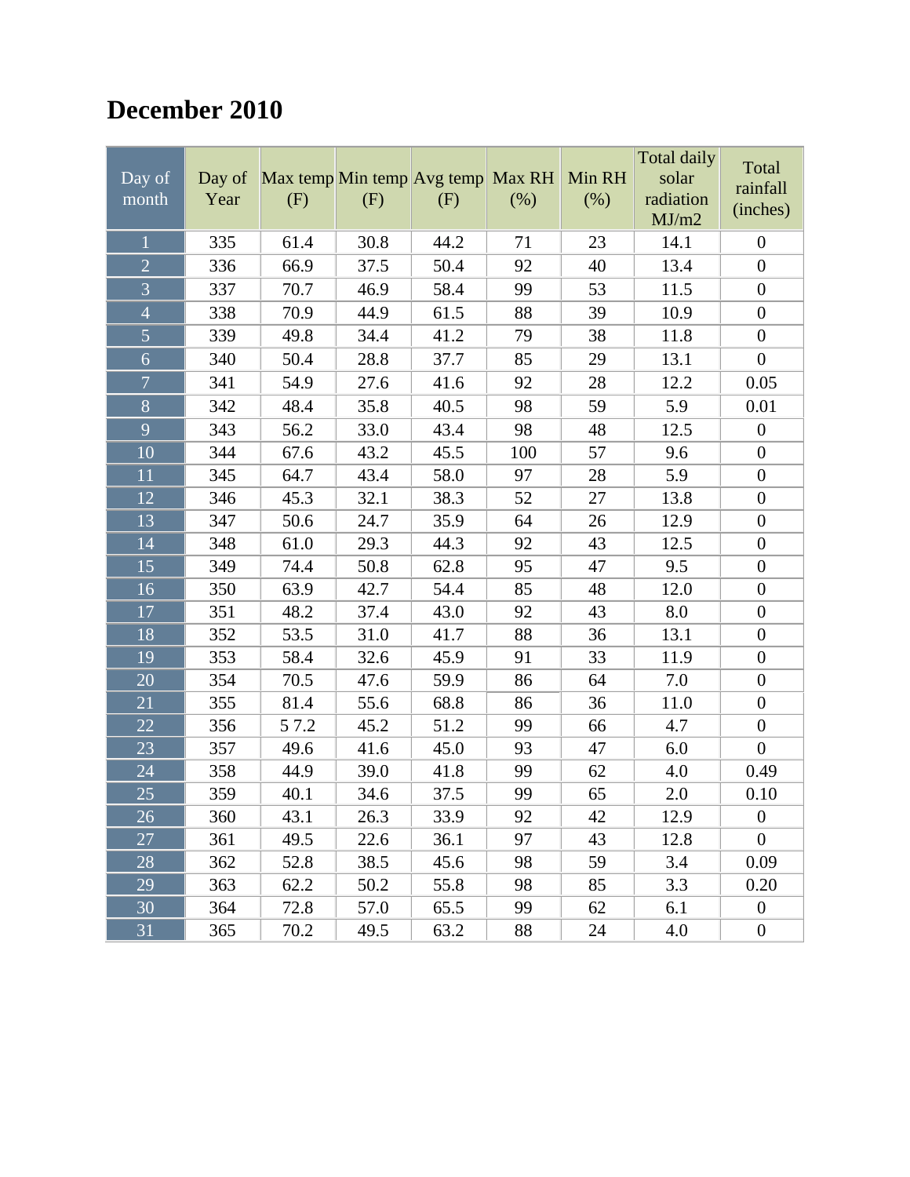# December 2010

| Day of month | Day of Year | Max temp (F) | Min temp (F) | Avg temp (F) | Max RH (%) | Min RH (%) | Total daily solar radiation MJ/m2 | Total rainfall (inches) |
|---|---|---|---|---|---|---|---|---|
| 1 | 335 | 61.4 | 30.8 | 44.2 | 71 | 23 | 14.1 | 0 |
| 2 | 336 | 66.9 | 37.5 | 50.4 | 92 | 40 | 13.4 | 0 |
| 3 | 337 | 70.7 | 46.9 | 58.4 | 99 | 53 | 11.5 | 0 |
| 4 | 338 | 70.9 | 44.9 | 61.5 | 88 | 39 | 10.9 | 0 |
| 5 | 339 | 49.8 | 34.4 | 41.2 | 79 | 38 | 11.8 | 0 |
| 6 | 340 | 50.4 | 28.8 | 37.7 | 85 | 29 | 13.1 | 0 |
| 7 | 341 | 54.9 | 27.6 | 41.6 | 92 | 28 | 12.2 | 0.05 |
| 8 | 342 | 48.4 | 35.8 | 40.5 | 98 | 59 | 5.9 | 0.01 |
| 9 | 343 | 56.2 | 33.0 | 43.4 | 98 | 48 | 12.5 | 0 |
| 10 | 344 | 67.6 | 43.2 | 45.5 | 100 | 57 | 9.6 | 0 |
| 11 | 345 | 64.7 | 43.4 | 58.0 | 97 | 28 | 5.9 | 0 |
| 12 | 346 | 45.3 | 32.1 | 38.3 | 52 | 27 | 13.8 | 0 |
| 13 | 347 | 50.6 | 24.7 | 35.9 | 64 | 26 | 12.9 | 0 |
| 14 | 348 | 61.0 | 29.3 | 44.3 | 92 | 43 | 12.5 | 0 |
| 15 | 349 | 74.4 | 50.8 | 62.8 | 95 | 47 | 9.5 | 0 |
| 16 | 350 | 63.9 | 42.7 | 54.4 | 85 | 48 | 12.0 | 0 |
| 17 | 351 | 48.2 | 37.4 | 43.0 | 92 | 43 | 8.0 | 0 |
| 18 | 352 | 53.5 | 31.0 | 41.7 | 88 | 36 | 13.1 | 0 |
| 19 | 353 | 58.4 | 32.6 | 45.9 | 91 | 33 | 11.9 | 0 |
| 20 | 354 | 70.5 | 47.6 | 59.9 | 86 | 64 | 7.0 | 0 |
| 21 | 355 | 81.4 | 55.6 | 68.8 | 86 | 36 | 11.0 | 0 |
| 22 | 356 | 5 7.2 | 45.2 | 51.2 | 99 | 66 | 4.7 | 0 |
| 23 | 357 | 49.6 | 41.6 | 45.0 | 93 | 47 | 6.0 | 0 |
| 24 | 358 | 44.9 | 39.0 | 41.8 | 99 | 62 | 4.0 | 0.49 |
| 25 | 359 | 40.1 | 34.6 | 37.5 | 99 | 65 | 2.0 | 0.10 |
| 26 | 360 | 43.1 | 26.3 | 33.9 | 92 | 42 | 12.9 | 0 |
| 27 | 361 | 49.5 | 22.6 | 36.1 | 97 | 43 | 12.8 | 0 |
| 28 | 362 | 52.8 | 38.5 | 45.6 | 98 | 59 | 3.4 | 0.09 |
| 29 | 363 | 62.2 | 50.2 | 55.8 | 98 | 85 | 3.3 | 0.20 |
| 30 | 364 | 72.8 | 57.0 | 65.5 | 99 | 62 | 6.1 | 0 |
| 31 | 365 | 70.2 | 49.5 | 63.2 | 88 | 24 | 4.0 | 0 |